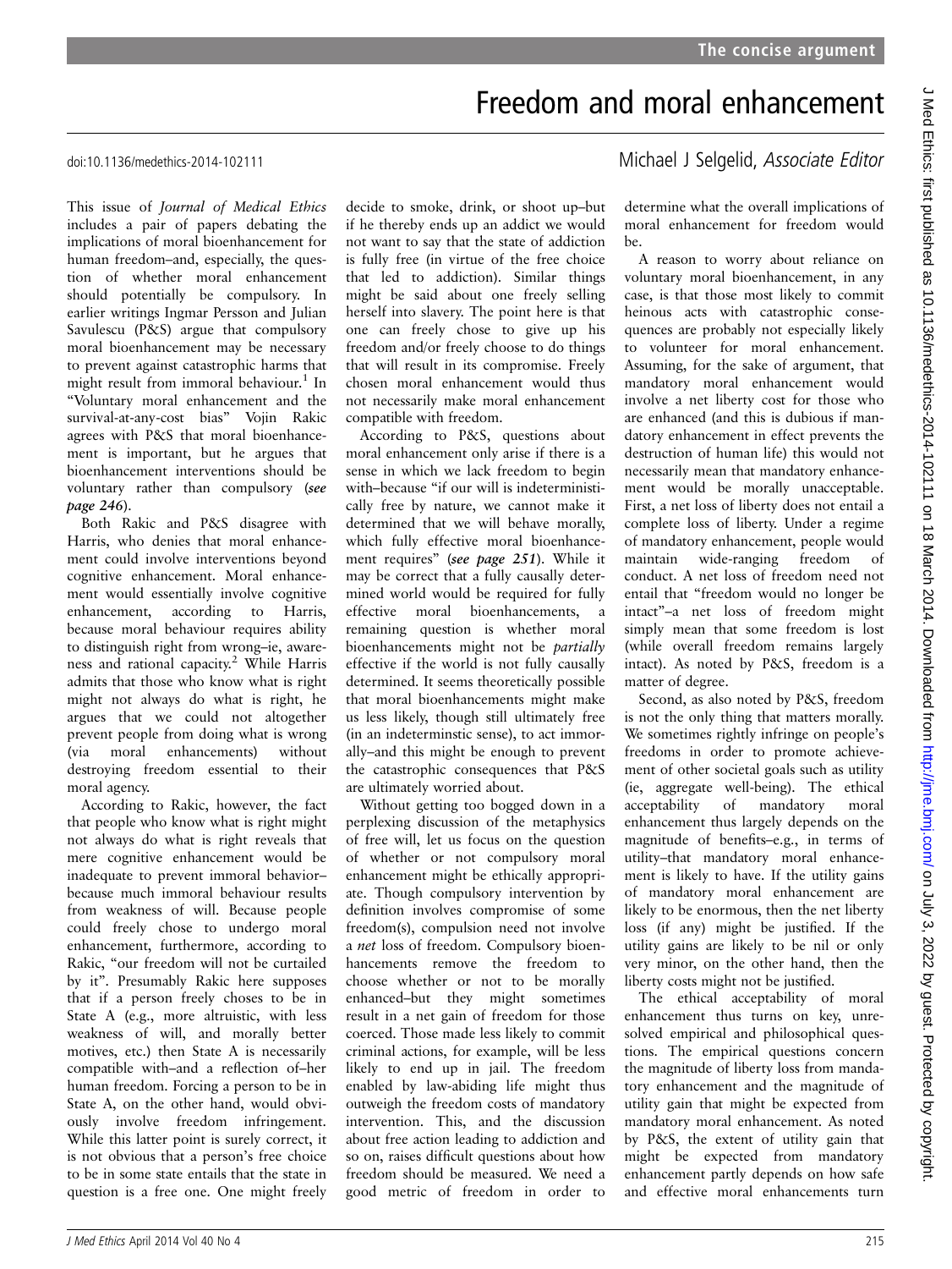# Freedom and moral enhancement

doi:10.1136/medethics-2014-102111

Michael J Selgelid, *Associate Editor*

This issue of *Journal of Medical Ethics* includes a pair of papers debating the implications of moral bioenhancement for human freedom–and, especially, the question of whether moral enhancement should potentially be compulsory. In earlier writings Ingmar Persson and Julian Savulescu (P&S) argue that compulsory moral bioenhancement may be necessary to prevent against catastrophic harms that might result from immoral behaviour.[1] In "Voluntary moral enhancement and the survival-at-any-cost bias" Vojin Rakic agrees with P&S that moral bioenhancement is important, but he argues that bioenhancement interventions should be voluntary rather than compulsory (*see page 246*).

Both Rakic and P&S disagree with Harris, who denies that moral enhancement could involve interventions beyond cognitive enhancement. Moral enhancement would essentially involve cognitive enhancement, according to Harris, because moral behaviour requires ability to distinguish right from wrong–ie, awareness and rational capacity.[2] While Harris admits that those who know what is right might not always do what is right, he argues that we could not altogether prevent people from doing what is wrong (via moral enhancements) without destroying freedom essential to their moral agency.

According to Rakic, however, the fact that people who know what is right might not always do what is right reveals that mere cognitive enhancement would be inadequate to prevent immoral behavior–because much immoral behaviour results from weakness of will. Because people could freely chose to undergo moral enhancement, furthermore, according to Rakic, "our freedom will not be curtailed by it". Presumably Rakic here supposes that if a person freely choses to be in State A (e.g., more altruistic, with less weakness of will, and morally better motives, etc.) then State A is necessarily compatible with–and a reflection of–her human freedom. Forcing a person to be in State A, on the other hand, would obviously involve freedom infringement. While this latter point is surely correct, it is not obvious that a person's free choice to be in some state entails that the state in question is a free one. One might freely decide to smoke, drink, or shoot up–but if he thereby ends up an addict we would not want to say that the state of addiction is fully free (in virtue of the free choice that led to addiction). Similar things might be said about one freely selling herself into slavery. The point here is that one can freely chose to give up his freedom and/or freely choose to do things that will result in its compromise. Freely chosen moral enhancement would thus not necessarily make moral enhancement compatible with freedom.

According to P&S, questions about moral enhancement only arise if there is a sense in which we lack freedom to begin with–because "if our will is indeterministically free by nature, we cannot make it determined that we will behave morally, which fully effective moral bioenhancement requires" (*see page 251*). While it may be correct that a fully causally determined world would be required for fully effective moral bioenhancements, a remaining question is whether moral bioenhancements might not be *partially* effective if the world is not fully causally determined. It seems theoretically possible that moral bioenhancements might make us less likely, though still ultimately free (in an indeterminstic sense), to act immorally–and this might be enough to prevent the catastrophic consequences that P&S are ultimately worried about.

Without getting too bogged down in a perplexing discussion of the metaphysics of free will, let us focus on the question of whether or not compulsory moral enhancement might be ethically appropriate. Though compulsory intervention by definition involves compromise of some freedom(s), compulsion need not involve a *net* loss of freedom. Compulsory bioenhancements remove the freedom to choose whether or not to be morally enhanced–but they might sometimes result in a net gain of freedom for those coerced. Those made less likely to commit criminal actions, for example, will be less likely to end up in jail. The freedom enabled by law-abiding life might thus outweigh the freedom costs of mandatory intervention. This, and the discussion about free action leading to addiction and so on, raises difficult questions about how freedom should be measured. We need a good metric of freedom in order to determine what the overall implications of moral enhancement for freedom would be.

A reason to worry about reliance on voluntary moral bioenhancement, in any case, is that those most likely to commit heinous acts with catastrophic consequences are probably not especially likely to volunteer for moral enhancement. Assuming, for the sake of argument, that mandatory moral enhancement would involve a net liberty cost for those who are enhanced (and this is dubious if mandatory enhancement in effect prevents the destruction of human life) this would not necessarily mean that mandatory enhancement would be morally unacceptable. First, a net loss of liberty does not entail a complete loss of liberty. Under a regime of mandatory enhancement, people would maintain wide-ranging freedom of conduct. A net loss of freedom need not entail that "freedom would no longer be intact"–a net loss of freedom might simply mean that some freedom is lost (while overall freedom remains largely intact). As noted by P&S, freedom is a matter of degree.

Second, as also noted by P&S, freedom is not the only thing that matters morally. We sometimes rightly infringe on people's freedoms in order to promote achievement of other societal goals such as utility (ie, aggregate well-being). The ethical acceptability of mandatory moral enhancement thus largely depends on the magnitude of benefits–e.g., in terms of utility–that mandatory moral enhancement is likely to have. If the utility gains of mandatory moral enhancement are likely to be enormous, then the net liberty loss (if any) might be justified. If the utility gains are likely to be nil or only very minor, on the other hand, then the liberty costs might not be justified.

The ethical acceptability of moral enhancement thus turns on key, unresolved empirical and philosophical questions. The empirical questions concern the magnitude of liberty loss from mandatory enhancement and the magnitude of utility gain that might be expected from mandatory moral enhancement. As noted by P&S, the extent of utility gain that might be expected from mandatory enhancement partly depends on how safe and effective moral enhancements turn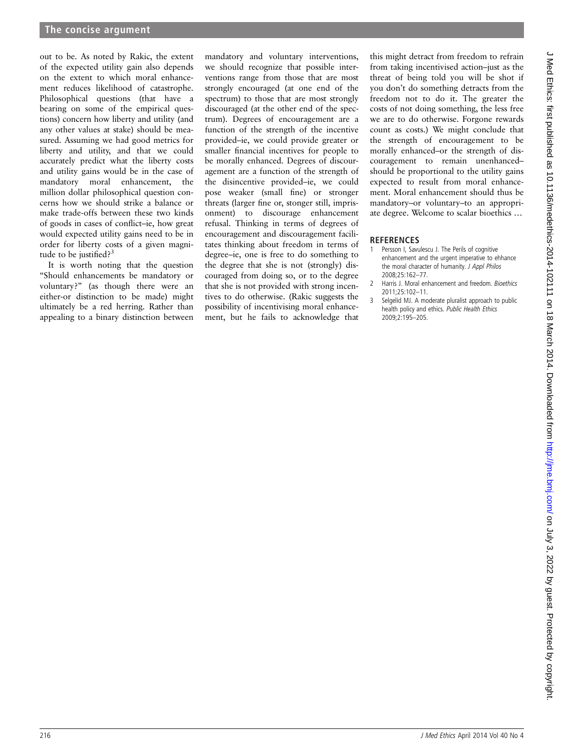out to be. As noted by Rakic, the extent of the expected utility gain also depends on the extent to which moral enhancement reduces likelihood of catastrophe. Philosophical questions (that have a bearing on some of the empirical questions) concern how liberty and utility (and any other values at stake) should be measured. Assuming we had good metrics for liberty and utility, and that we could accurately predict what the liberty costs and utility gains would be in the case of mandatory moral enhancement, the million dollar philosophical question concerns how we should strike a balance or make trade-offs between these two kinds of goods in cases of conflict–ie, how great would expected utility gains need to be in order for liberty costs of a given magnitude to be justified?[3]

It is worth noting that the question "Should enhancements be mandatory or voluntary?" (as though there were an either-or distinction to be made) might ultimately be a red herring. Rather than appealing to a binary distinction between mandatory and voluntary interventions, we should recognize that possible interventions range from those that are most strongly encouraged (at one end of the spectrum) to those that are most strongly discouraged (at the other end of the spectrum). Degrees of encouragement are a function of the strength of the incentive provided–ie, we could provide greater or smaller financial incentives for people to be morally enhanced. Degrees of discouragement are a function of the strength of the disincentive provided–ie, we could pose weaker (small fine) or stronger threats (larger fine or, stonger still, imprisonment) to discourage enhancement refusal. Thinking in terms of degrees of encouragement and discouragement facilitates thinking about freedom in terms of degree–ie, one is free to do something to the degree that she is not (strongly) discouraged from doing so, or to the degree that she is not provided with strong incentives to do otherwise. (Rakic suggests the possibility of incentivising moral enhancement, but he fails to acknowledge that this might detract from freedom to refrain from taking incentivised action–just as the threat of being told you will be shot if you don't do something detracts from the freedom not to do it. The greater the costs of not doing something, the less free we are to do otherwise. Forgone rewards count as costs.) We might conclude that the strength of encouragement to be morally enhanced–or the strength of discouragement to remain unenhanced–should be proportional to the utility gains expected to result from moral enhancement. Moral enhancement should thus be mandatory–or voluntary–to an appropriate degree. Welcome to scalar bioethics …

## REFERENCES

1. Persson I, Savulescu J. The Perils of cognitive enhancement and the urgent imperative to ehhance the moral character of humanity. *J Appl Philos* 2008;25:162–77.
2. Harris J. Moral enhancement and freedom. *Bioethics* 2011;25:102–11.
3. Selgelid MJ. A moderate pluralist approach to public health policy and ethics. *Public Health Ethics* 2009;2:195–205.